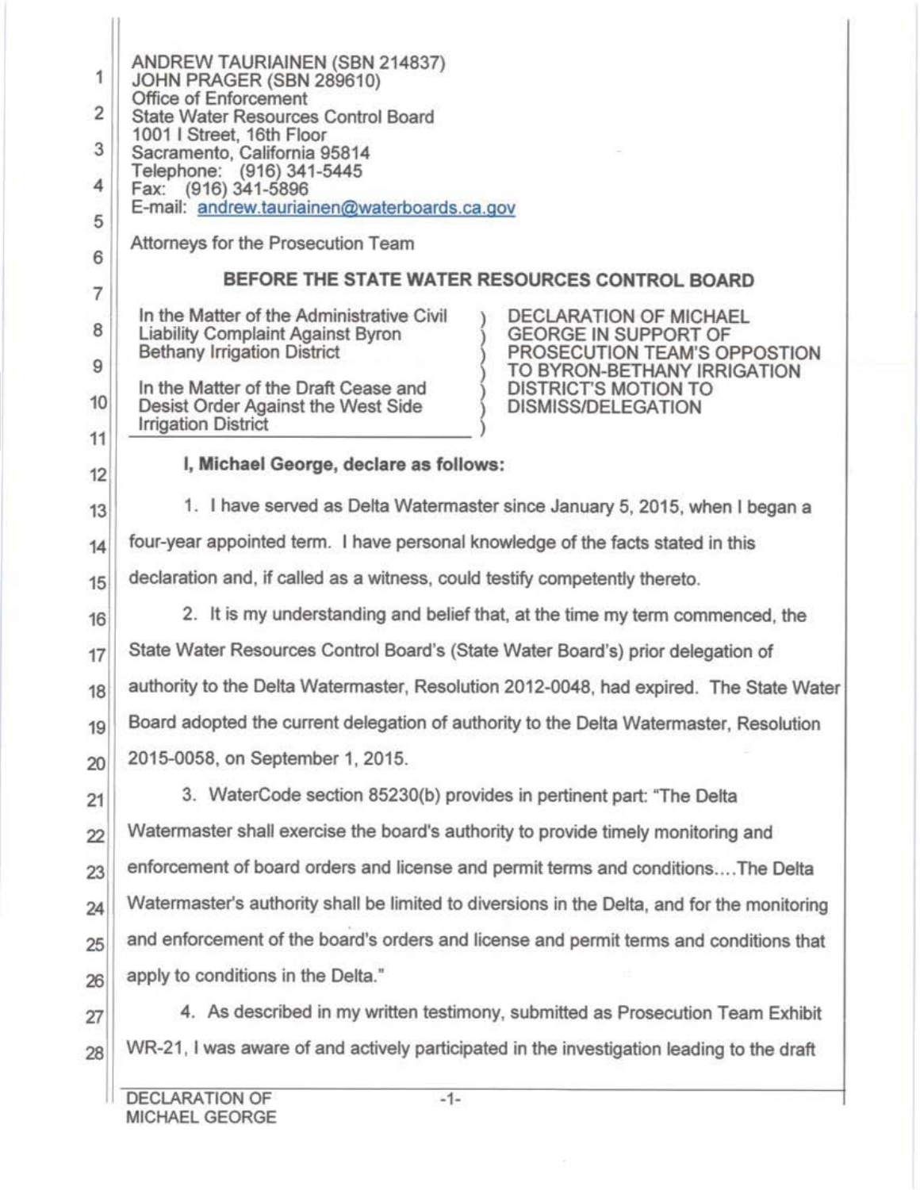ANDREW TAURIAINEN (SBN 214837)
JOHN PRAGER (SBN 289610)
Office of Enforcement
State Water Resources Control Board
1001 I Street, 16th Floor
Sacramento, California 95814
Telephone: (916) 341-5445
Fax: (916) 341-5896
E-mail: andrew.tauriainen@waterboards.ca.gov

Attorneys for the Prosecution Team

## BEFORE THE STATE WATER RESOURCES CONTROL BOARD

| | |
|---|---|
| In the Matter of the Administrative Civil Liability Complaint Against Byron Bethany Irrigation District<br><br>In the Matter of the Draft Cease and Desist Order Against the West Side Irrigation District | DECLARATION OF MICHAEL GEORGE IN SUPPORT OF PROSECUTION TEAM'S OPPOSTION TO BYRON-BETHANY IRRIGATION DISTRICT'S MOTION TO DISMISS/DELEGATION |

**I, Michael George, declare as follows:**

1. I have served as Delta Watermaster since January 5, 2015, when I began a four-year appointed term. I have personal knowledge of the facts stated in this declaration and, if called as a witness, could testify competently thereto.

2. It is my understanding and belief that, at the time my term commenced, the State Water Resources Control Board's (State Water Board's) prior delegation of authority to the Delta Watermaster, Resolution 2012-0048, had expired. The State Water Board adopted the current delegation of authority to the Delta Watermaster, Resolution 2015-0058, on September 1, 2015.

3. WaterCode section 85230(b) provides in pertinent part: "The Delta Watermaster shall exercise the board's authority to provide timely monitoring and enforcement of board orders and license and permit terms and conditions.... The Delta Watermaster's authority shall be limited to diversions in the Delta, and for the monitoring and enforcement of the board's orders and license and permit terms and conditions that apply to conditions in the Delta."

4. As described in my written testimony, submitted as Prosecution Team Exhibit WR-21, I was aware of and actively participated in the investigation leading to the draft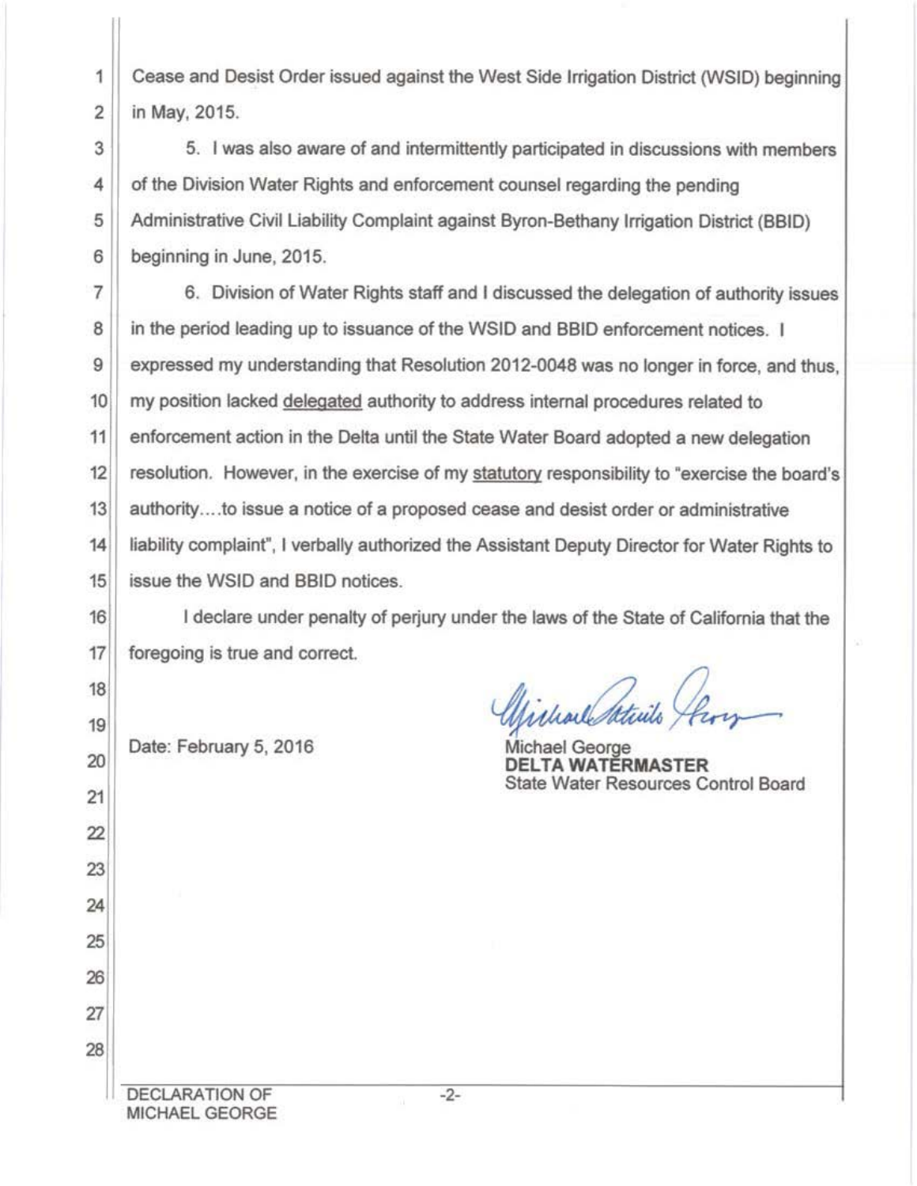Cease and Desist Order issued against the West Side Irrigation District (WSID) beginning in May, 2015.

5. I was also aware of and intermittently participated in discussions with members of the Division Water Rights and enforcement counsel regarding the pending Administrative Civil Liability Complaint against Byron-Bethany Irrigation District (BBID) beginning in June, 2015.

6. Division of Water Rights staff and I discussed the delegation of authority issues in the period leading up to issuance of the WSID and BBID enforcement notices. I expressed my understanding that Resolution 2012-0048 was no longer in force, and thus, my position lacked delegated authority to address internal procedures related to enforcement action in the Delta until the State Water Board adopted a new delegation resolution. However, in the exercise of my statutory responsibility to "exercise the board's authority....to issue a notice of a proposed cease and desist order or administrative liability complaint", I verbally authorized the Assistant Deputy Director for Water Rights to issue the WSID and BBID notices.

I declare under penalty of perjury under the laws of the State of California that the foregoing is true and correct.

Date: February 5, 2016

Michael George
**DELTA WATERMASTER**
State Water Resources Control Board

DECLARATION OF MICHAEL GEORGE